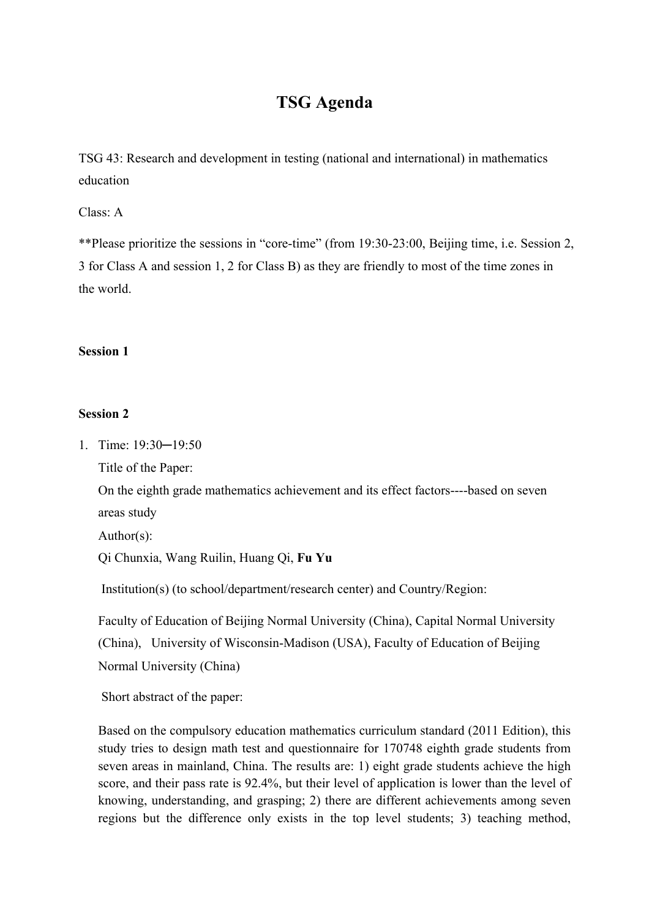# TSG Agenda

TSG 43: Research and development in testing (national and international) in mathematics education

Class: A

**Please prioritize the sessions in "core-time" (from 19:30-23:00, Beijing time, i.e. Session 2, 3 for Class A and session 1, 2 for Class B) as they are friendly to most of the time zones in the world.

**Session 1**

**Session 2**

1. Time: 19:30─19:50

   Title of the Paper:

   On the eighth grade mathematics achievement and its effect factors----based on seven areas study

   Author(s):

   Qi Chunxia, Wang Ruilin, Huang Qi, **Fu Yu**

   Institution(s) (to school/department/research center) and Country/Region:

   Faculty of Education of Beijing Normal University (China), Capital Normal University (China), University of Wisconsin-Madison (USA), Faculty of Education of Beijing Normal University (China)

   Short abstract of the paper:

   Based on the compulsory education mathematics curriculum standard (2011 Edition), this study tries to design math test and questionnaire for 170748 eighth grade students from seven areas in mainland, China. The results are: 1) eight grade students achieve the high score, and their pass rate is 92.4%, but their level of application is lower than the level of knowing, understanding, and grasping; 2) there are different achievements among seven regions but the difference only exists in the top level students; 3) teaching method,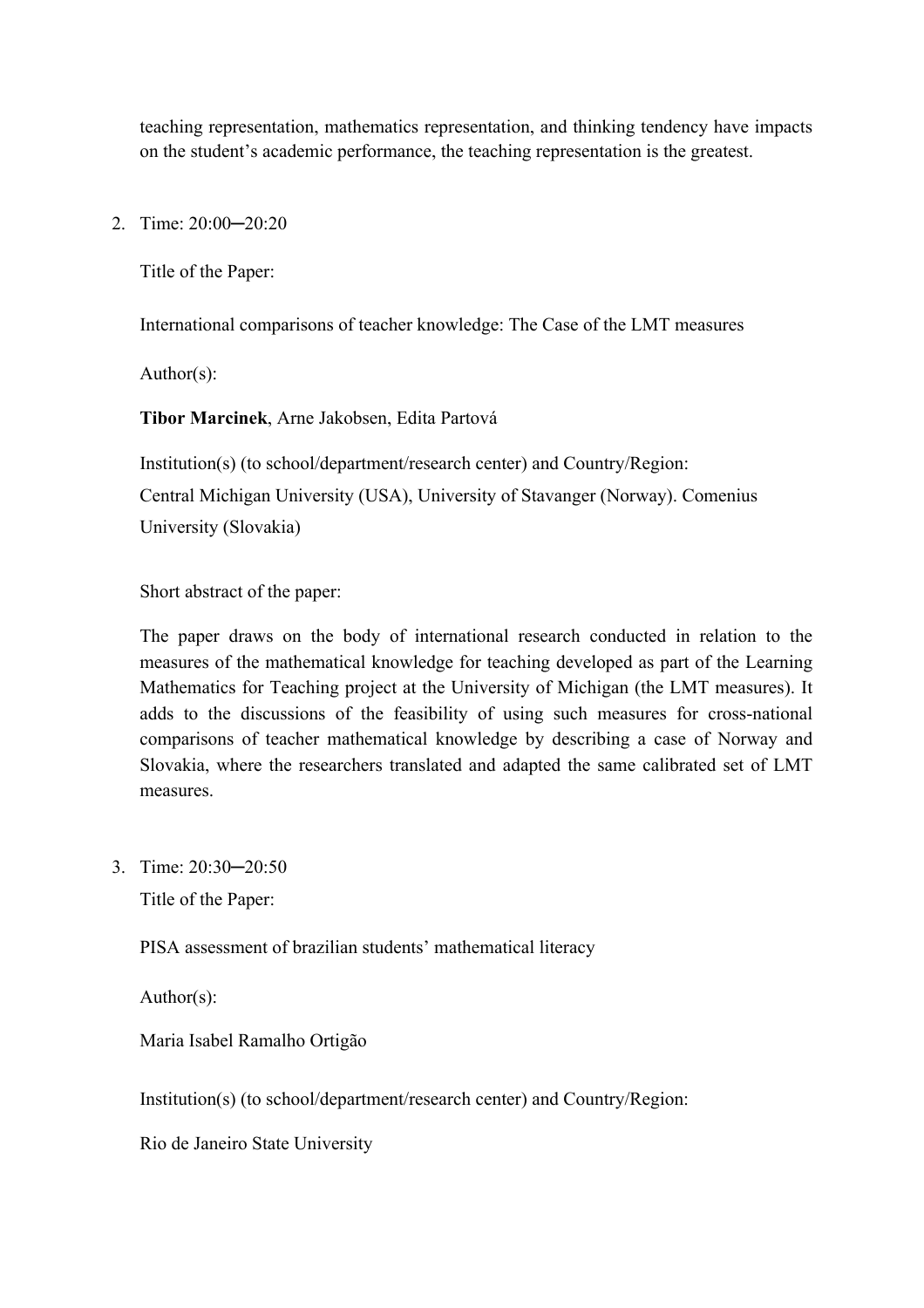teaching representation, mathematics representation, and thinking tendency have impacts on the student's academic performance, the teaching representation is the greatest.

2. Time: 20:00─20:20

   Title of the Paper:

   International comparisons of teacher knowledge: The Case of the LMT measures

   Author(s):

   **Tibor Marcinek**, Arne Jakobsen, Edita Partová

   Institution(s) (to school/department/research center) and Country/Region:
   Central Michigan University (USA), University of Stavanger (Norway). Comenius University (Slovakia)

   Short abstract of the paper:

   The paper draws on the body of international research conducted in relation to the measures of the mathematical knowledge for teaching developed as part of the Learning Mathematics for Teaching project at the University of Michigan (the LMT measures). It adds to the discussions of the feasibility of using such measures for cross-national comparisons of teacher mathematical knowledge by describing a case of Norway and Slovakia, where the researchers translated and adapted the same calibrated set of LMT measures.

3. Time: 20:30─20:50

   Title of the Paper:

   PISA assessment of brazilian students' mathematical literacy

   Author(s):

   Maria Isabel Ramalho Ortigão

   Institution(s) (to school/department/research center) and Country/Region:

   Rio de Janeiro State University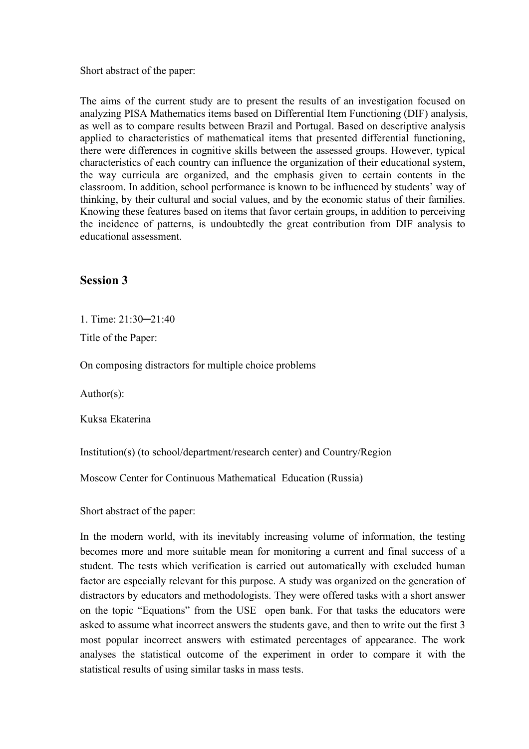Short abstract of the paper:

The aims of the current study are to present the results of an investigation focused on analyzing PISA Mathematics items based on Differential Item Functioning (DIF) analysis, as well as to compare results between Brazil and Portugal. Based on descriptive analysis applied to characteristics of mathematical items that presented differential functioning, there were differences in cognitive skills between the assessed groups. However, typical characteristics of each country can influence the organization of their educational system, the way curricula are organized, and the emphasis given to certain contents in the classroom. In addition, school performance is known to be influenced by students' way of thinking, by their cultural and social values, and by the economic status of their families. Knowing these features based on items that favor certain groups, in addition to perceiving the incidence of patterns, is undoubtedly the great contribution from DIF analysis to educational assessment.

## Session 3

1. Time: 21:30─21:40

Title of the Paper:

On composing distractors for multiple choice problems

Author(s):

Kuksa Ekaterina

Institution(s) (to school/department/research center) and Country/Region

Moscow Center for Continuous Mathematical Education (Russia)

Short abstract of the paper:

In the modern world, with its inevitably increasing volume of information, the testing becomes more and more suitable mean for monitoring a current and final success of a student. The tests which verification is carried out automatically with excluded human factor are especially relevant for this purpose. A study was organized on the generation of distractors by educators and methodologists. They were offered tasks with a short answer on the topic "Equations" from the USE open bank. For that tasks the educators were asked to assume what incorrect answers the students gave, and then to write out the first 3 most popular incorrect answers with estimated percentages of appearance. The work analyses the statistical outcome of the experiment in order to compare it with the statistical results of using similar tasks in mass tests.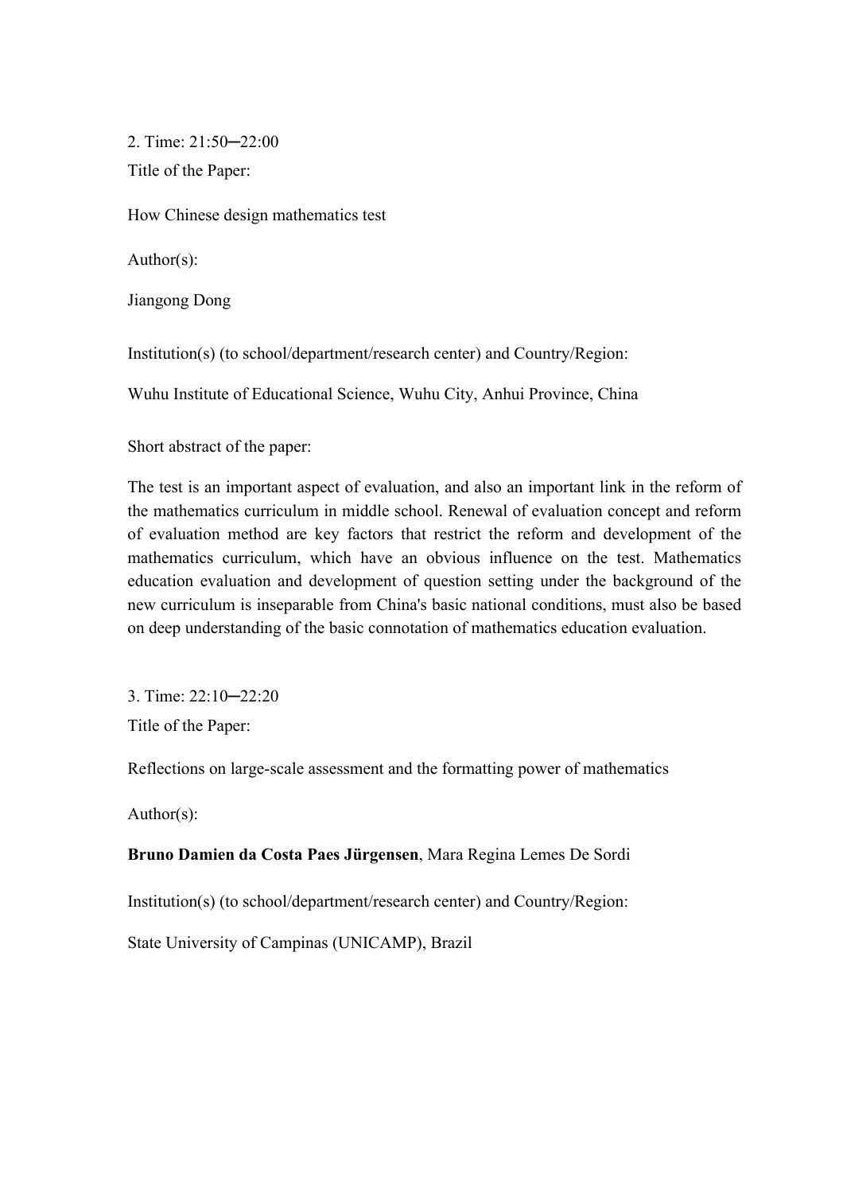2. Time: 21:50─22:00

Title of the Paper:

How Chinese design mathematics test

Author(s):

Jiangong Dong

Institution(s) (to school/department/research center) and Country/Region:

Wuhu Institute of Educational Science, Wuhu City, Anhui Province, China

Short abstract of the paper:

The test is an important aspect of evaluation, and also an important link in the reform of the mathematics curriculum in middle school. Renewal of evaluation concept and reform of evaluation method are key factors that restrict the reform and development of the mathematics curriculum, which have an obvious influence on the test. Mathematics education evaluation and development of question setting under the background of the new curriculum is inseparable from China's basic national conditions, must also be based on deep understanding of the basic connotation of mathematics education evaluation.

3. Time: 22:10─22:20

Title of the Paper:

Reflections on large-scale assessment and the formatting power of mathematics

Author(s):

**Bruno Damien da Costa Paes Jürgensen**, Mara Regina Lemes De Sordi

Institution(s) (to school/department/research center) and Country/Region:

State University of Campinas (UNICAMP), Brazil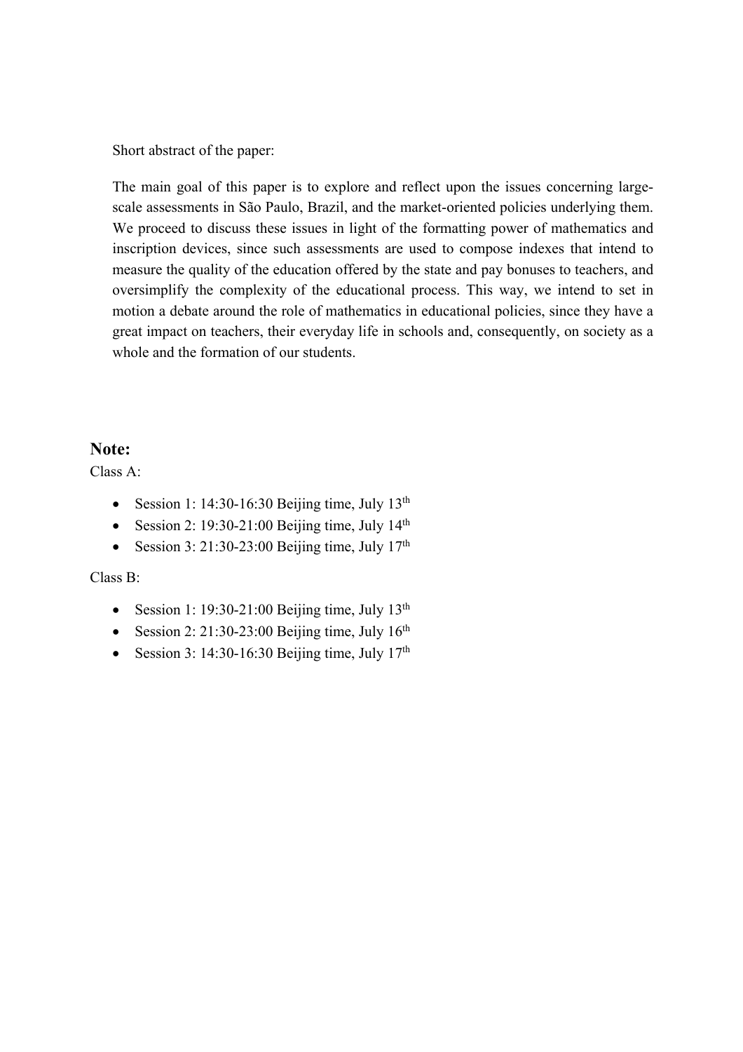Short abstract of the paper:

The main goal of this paper is to explore and reflect upon the issues concerning large-scale assessments in São Paulo, Brazil, and the market-oriented policies underlying them. We proceed to discuss these issues in light of the formatting power of mathematics and inscription devices, since such assessments are used to compose indexes that intend to measure the quality of the education offered by the state and pay bonuses to teachers, and oversimplify the complexity of the educational process. This way, we intend to set in motion a debate around the role of mathematics in educational policies, since they have a great impact on teachers, their everyday life in schools and, consequently, on society as a whole and the formation of our students.

## Note:

Class A:

- Session 1: 14:30-16:30 Beijing time, July 13th
- Session 2: 19:30-21:00 Beijing time, July 14th
- Session 3: 21:30-23:00 Beijing time, July 17th

Class B:

- Session 1: 19:30-21:00 Beijing time, July 13th
- Session 2: 21:30-23:00 Beijing time, July 16th
- Session 3: 14:30-16:30 Beijing time, July 17th